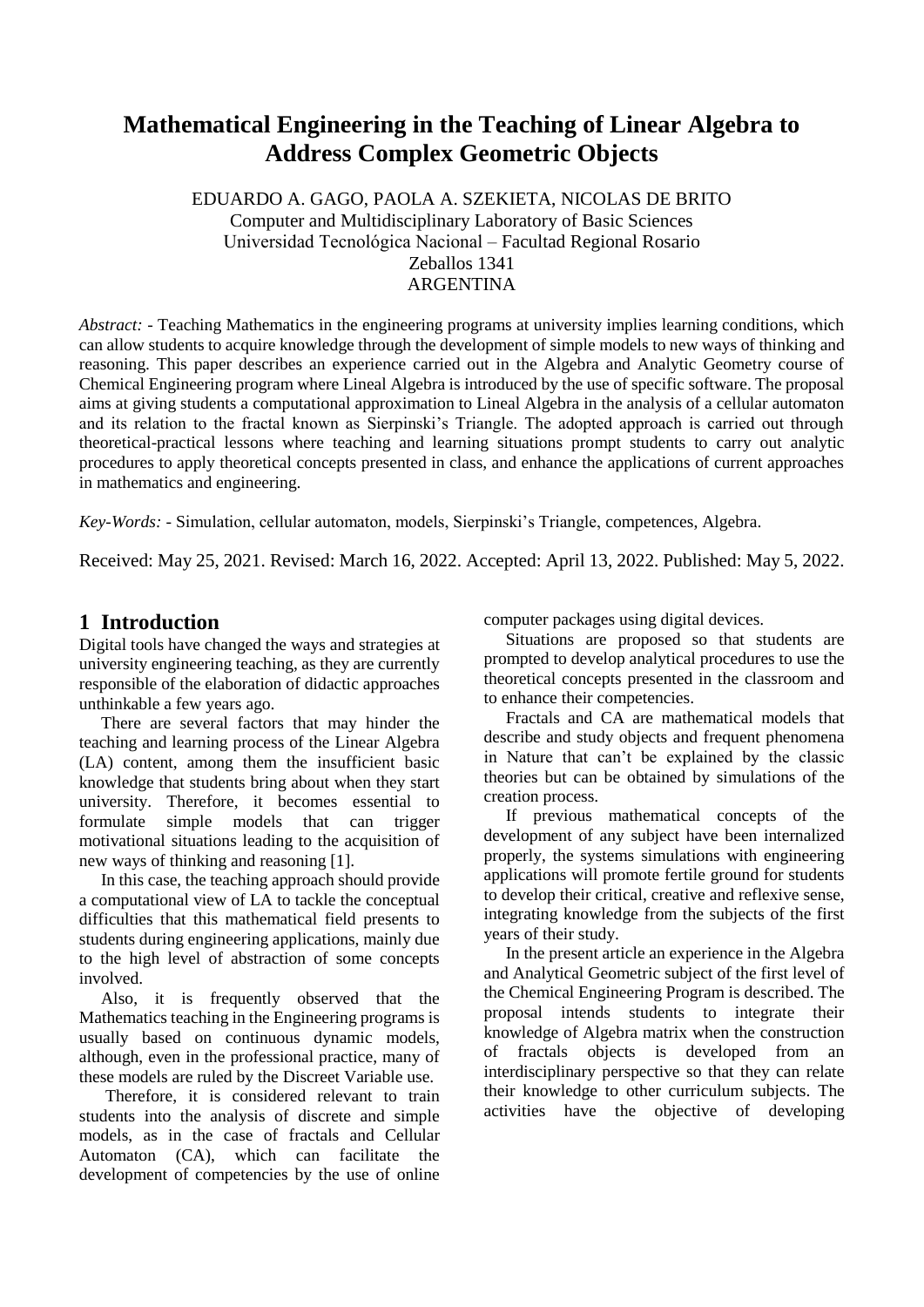# Mathematical Engineering in the Teaching of Linear Algebra to Address Complex Geometric Objects

EDUARDO A. GAGO, PAOLA A. SZEKIETA, NICOLAS DE BRITO
Computer and Multidisciplinary Laboratory of Basic Sciences
Universidad Tecnológica Nacional – Facultad Regional Rosario
Zeballos 1341
ARGENTINA

*Abstract:* - Teaching Mathematics in the engineering programs at university implies learning conditions, which can allow students to acquire knowledge through the development of simple models to new ways of thinking and reasoning. This paper describes an experience carried out in the Algebra and Analytic Geometry course of Chemical Engineering program where Lineal Algebra is introduced by the use of specific software. The proposal aims at giving students a computational approximation to Lineal Algebra in the analysis of a cellular automaton and its relation to the fractal known as Sierpinski's Triangle. The adopted approach is carried out through theoretical-practical lessons where teaching and learning situations prompt students to carry out analytic procedures to apply theoretical concepts presented in class, and enhance the applications of current approaches in mathematics and engineering.

*Key-Words:* - Simulation, cellular automaton, models, Sierpinski's Triangle, competences, Algebra.

Received: May 25, 2021. Revised: March 16, 2022. Accepted: April 13, 2022. Published: May 5, 2022.

## 1 Introduction

Digital tools have changed the ways and strategies at university engineering teaching, as they are currently responsible of the elaboration of didactic approaches unthinkable a few years ago.

There are several factors that may hinder the teaching and learning process of the Linear Algebra (LA) content, among them the insufficient basic knowledge that students bring about when they start university. Therefore, it becomes essential to formulate simple models that can trigger motivational situations leading to the acquisition of new ways of thinking and reasoning [1].

In this case, the teaching approach should provide a computational view of LA to tackle the conceptual difficulties that this mathematical field presents to students during engineering applications, mainly due to the high level of abstraction of some concepts involved.

Also, it is frequently observed that the Mathematics teaching in the Engineering programs is usually based on continuous dynamic models, although, even in the professional practice, many of these models are ruled by the Discreet Variable use.

Therefore, it is considered relevant to train students into the analysis of discrete and simple models, as in the case of fractals and Cellular Automaton (CA), which can facilitate the development of competencies by the use of online computer packages using digital devices.

Situations are proposed so that students are prompted to develop analytical procedures to use the theoretical concepts presented in the classroom and to enhance their competencies.

Fractals and CA are mathematical models that describe and study objects and frequent phenomena in Nature that can't be explained by the classic theories but can be obtained by simulations of the creation process.

If previous mathematical concepts of the development of any subject have been internalized properly, the systems simulations with engineering applications will promote fertile ground for students to develop their critical, creative and reflexive sense, integrating knowledge from the subjects of the first years of their study.

In the present article an experience in the Algebra and Analytical Geometric subject of the first level of the Chemical Engineering Program is described. The proposal intends students to integrate their knowledge of Algebra matrix when the construction of fractals objects is developed from an interdisciplinary perspective so that they can relate their knowledge to other curriculum subjects. The activities have the objective of developing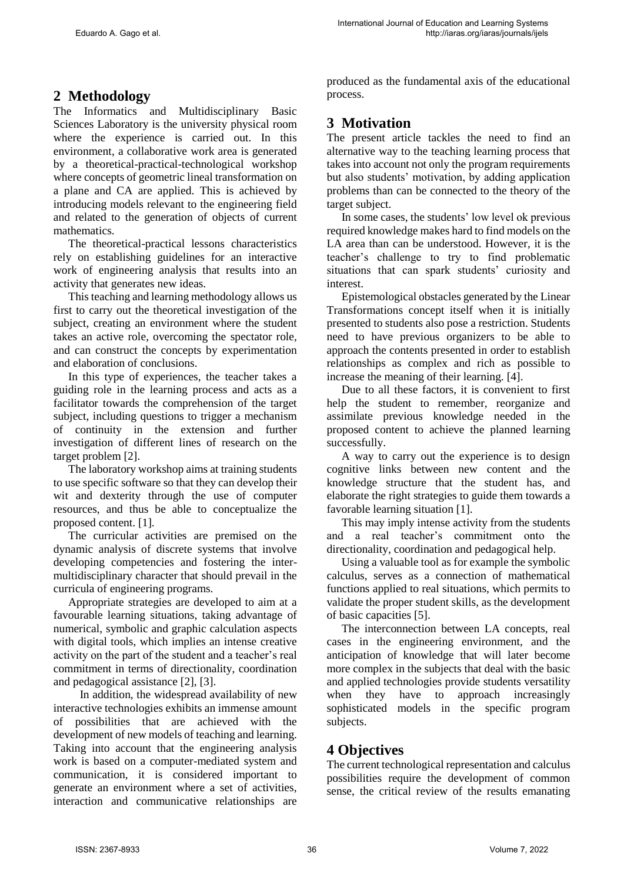## 2 Methodology

The Informatics and Multidisciplinary Basic Sciences Laboratory is the university physical room where the experience is carried out. In this environment, a collaborative work area is generated by a theoretical-practical-technological workshop where concepts of geometric lineal transformation on a plane and CA are applied. This is achieved by introducing models relevant to the engineering field and related to the generation of objects of current mathematics.

The theoretical-practical lessons characteristics rely on establishing guidelines for an interactive work of engineering analysis that results into an activity that generates new ideas.

This teaching and learning methodology allows us first to carry out the theoretical investigation of the subject, creating an environment where the student takes an active role, overcoming the spectator role, and can construct the concepts by experimentation and elaboration of conclusions.

In this type of experiences, the teacher takes a guiding role in the learning process and acts as a facilitator towards the comprehension of the target subject, including questions to trigger a mechanism of continuity in the extension and further investigation of different lines of research on the target problem [2].

The laboratory workshop aims at training students to use specific software so that they can develop their wit and dexterity through the use of computer resources, and thus be able to conceptualize the proposed content. [1].

The curricular activities are premised on the dynamic analysis of discrete systems that involve developing competencies and fostering the inter-multidisciplinary character that should prevail in the curricula of engineering programs.

Appropriate strategies are developed to aim at a favourable learning situations, taking advantage of numerical, symbolic and graphic calculation aspects with digital tools, which implies an intense creative activity on the part of the student and a teacher's real commitment in terms of directionality, coordination and pedagogical assistance [2], [3].

In addition, the widespread availability of new interactive technologies exhibits an immense amount of possibilities that are achieved with the development of new models of teaching and learning. Taking into account that the engineering analysis work is based on a computer-mediated system and communication, it is considered important to generate an environment where a set of activities, interaction and communicative relationships are produced as the fundamental axis of the educational process.

## 3 Motivation

The present article tackles the need to find an alternative way to the teaching learning process that takes into account not only the program requirements but also students' motivation, by adding application problems than can be connected to the theory of the target subject.

In some cases, the students' low level ok previous required knowledge makes hard to find models on the LA area than can be understood. However, it is the teacher's challenge to try to find problematic situations that can spark students' curiosity and interest.

Epistemological obstacles generated by the Linear Transformations concept itself when it is initially presented to students also pose a restriction. Students need to have previous organizers to be able to approach the contents presented in order to establish relationships as complex and rich as possible to increase the meaning of their learning. [4].

Due to all these factors, it is convenient to first help the student to remember, reorganize and assimilate previous knowledge needed in the proposed content to achieve the planned learning successfully.

A way to carry out the experience is to design cognitive links between new content and the knowledge structure that the student has, and elaborate the right strategies to guide them towards a favorable learning situation [1].

This may imply intense activity from the students and a real teacher's commitment onto the directionality, coordination and pedagogical help.

Using a valuable tool as for example the symbolic calculus, serves as a connection of mathematical functions applied to real situations, which permits to validate the proper student skills, as the development of basic capacities [5].

The interconnection between LA concepts, real cases in the engineering environment, and the anticipation of knowledge that will later become more complex in the subjects that deal with the basic and applied technologies provide students versatility when they have to approach increasingly sophisticated models in the specific program subjects.

## 4 Objectives

The current technological representation and calculus possibilities require the development of common sense, the critical review of the results emanating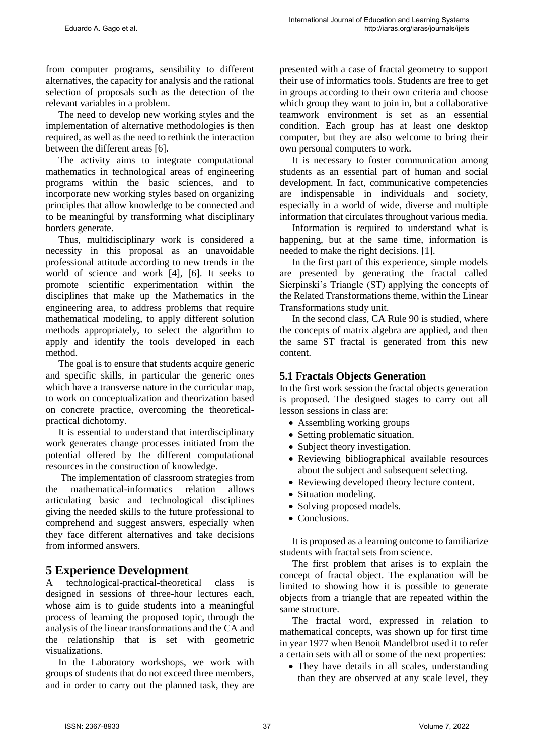from computer programs, sensibility to different alternatives, the capacity for analysis and the rational selection of proposals such as the detection of the relevant variables in a problem.

The need to develop new working styles and the implementation of alternative methodologies is then required, as well as the need to rethink the interaction between the different areas [6].

The activity aims to integrate computational mathematics in technological areas of engineering programs within the basic sciences, and to incorporate new working styles based on organizing principles that allow knowledge to be connected and to be meaningful by transforming what disciplinary borders generate.

Thus, multidisciplinary work is considered a necessity in this proposal as an unavoidable professional attitude according to new trends in the world of science and work [4], [6]. It seeks to promote scientific experimentation within the disciplines that make up the Mathematics in the engineering area, to address problems that require mathematical modeling, to apply different solution methods appropriately, to select the algorithm to apply and identify the tools developed in each method.

The goal is to ensure that students acquire generic and specific skills, in particular the generic ones which have a transverse nature in the curricular map, to work on conceptualization and theorization based on concrete practice, overcoming the theoretical-practical dichotomy.

It is essential to understand that interdisciplinary work generates change processes initiated from the potential offered by the different computational resources in the construction of knowledge.

The implementation of classroom strategies from the mathematical-informatics relation allows articulating basic and technological disciplines giving the needed skills to the future professional to comprehend and suggest answers, especially when they face different alternatives and take decisions from informed answers.

# 5 Experience Development

A technological-practical-theoretical class is designed in sessions of three-hour lectures each, whose aim is to guide students into a meaningful process of learning the proposed topic, through the analysis of the linear transformations and the CA and the relationship that is set with geometric visualizations.

In the Laboratory workshops, we work with groups of students that do not exceed three members, and in order to carry out the planned task, they are presented with a case of fractal geometry to support their use of informatics tools. Students are free to get in groups according to their own criteria and choose which group they want to join in, but a collaborative teamwork environment is set as an essential condition. Each group has at least one desktop computer, but they are also welcome to bring their own personal computers to work.

It is necessary to foster communication among students as an essential part of human and social development. In fact, communicative competencies are indispensable in individuals and society, especially in a world of wide, diverse and multiple information that circulates throughout various media.

Information is required to understand what is happening, but at the same time, information is needed to make the right decisions. [1].

In the first part of this experience, simple models are presented by generating the fractal called Sierpinski's Triangle (ST) applying the concepts of the Related Transformations theme, within the Linear Transformations study unit.

In the second class, CA Rule 90 is studied, where the concepts of matrix algebra are applied, and then the same ST fractal is generated from this new content.

## 5.1 Fractals Objects Generation

In the first work session the fractal objects generation is proposed. The designed stages to carry out all lesson sessions in class are:

- Assembling working groups
- Setting problematic situation.
- Subject theory investigation.
- Reviewing bibliographical available resources about the subject and subsequent selecting.
- Reviewing developed theory lecture content.
- Situation modeling.
- Solving proposed models.
- Conclusions.

It is proposed as a learning outcome to familiarize students with fractal sets from science.

The first problem that arises is to explain the concept of fractal object. The explanation will be limited to showing how it is possible to generate objects from a triangle that are repeated within the same structure.

The fractal word, expressed in relation to mathematical concepts, was shown up for first time in year 1977 when Benoit Mandelbrot used it to refer a certain sets with all or some of the next properties:

- They have details in all scales, understanding than they are observed at any scale level, they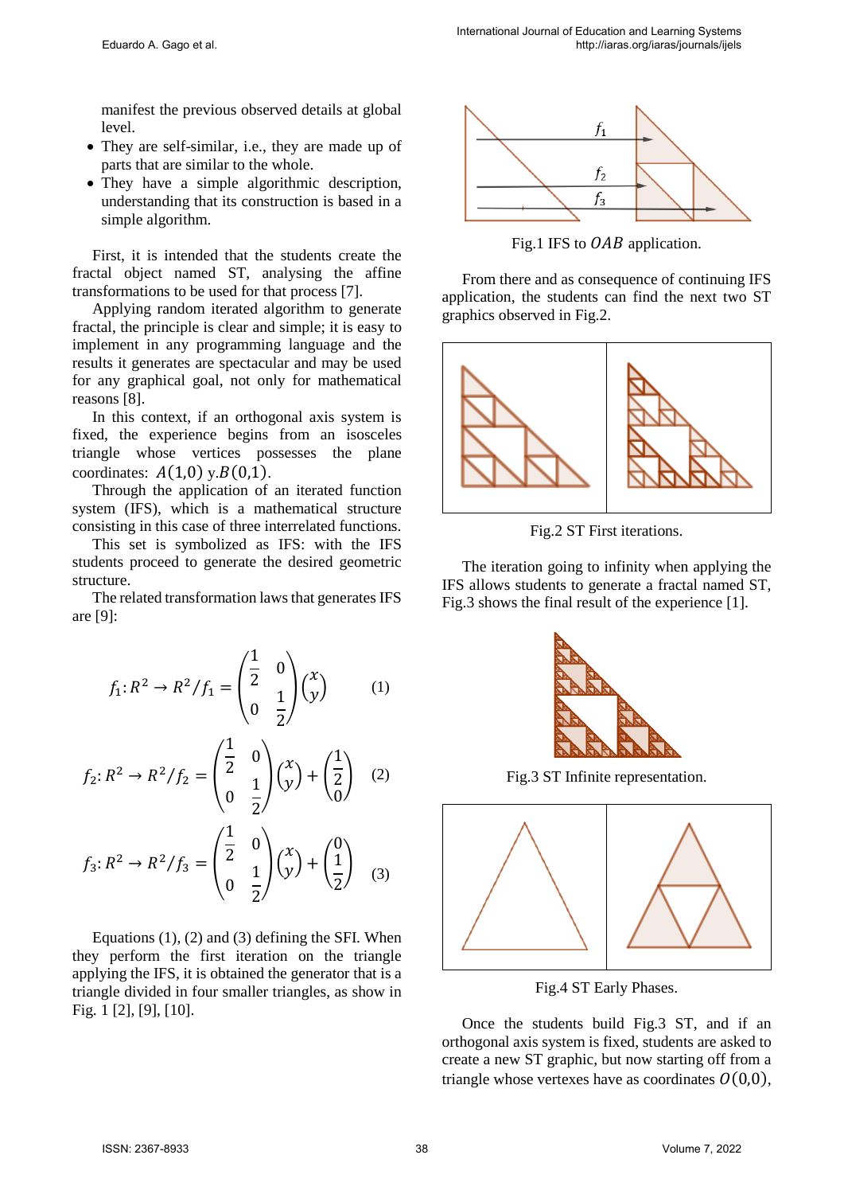manifest the previous observed details at global level.

- They are self-similar, i.e., they are made up of parts that are similar to the whole.
- They have a simple algorithmic description, understanding that its construction is based in a simple algorithm.

First, it is intended that the students create the fractal object named ST, analysing the affine transformations to be used for that process [7].

Applying random iterated algorithm to generate fractal, the principle is clear and simple; it is easy to implement in any programming language and the results it generates are spectacular and may be used for any graphical goal, not only for mathematical reasons [8].

In this context, if an orthogonal axis system is fixed, the experience begins from an isosceles triangle whose vertices possesses the plane coordinates: $A(1{,}0)$ y.$B(0{,}1)$.

Through the application of an iterated function system (IFS), which is a mathematical structure consisting in this case of three interrelated functions.

This set is symbolized as IFS: with the IFS students proceed to generate the desired geometric structure.

The related transformation laws that generates IFS are [9]:

$$f_1: R^2 \to R^2 / f_1 = \begin{pmatrix} \frac{1}{2} & 0 \\ 0 & \frac{1}{2} \end{pmatrix} \begin{pmatrix} x \\ y \end{pmatrix} \qquad (1)$$

$$f_2: R^2 \to R^2 / f_2 = \begin{pmatrix} \frac{1}{2} & 0 \\ 0 & \frac{1}{2} \end{pmatrix} \begin{pmatrix} x \\ y \end{pmatrix} + \begin{pmatrix} \frac{1}{2} \\ 0 \end{pmatrix} \qquad (2)$$

$$f_3: R^2 \to R^2 / f_3 = \begin{pmatrix} \frac{1}{2} & 0 \\ 0 & \frac{1}{2} \end{pmatrix} \begin{pmatrix} x \\ y \end{pmatrix} + \begin{pmatrix} 0 \\ \frac{1}{2} \end{pmatrix} \qquad (3)$$

Equations (1), (2) and (3) defining the SFI. When they perform the first iteration on the triangle applying the IFS, it is obtained the generator that is a triangle divided in four smaller triangles, as show in Fig. 1 [2], [9], [10].

Fig.1 IFS to $OAB$ application.

From there and as consequence of continuing IFS application, the students can find the next two ST graphics observed in Fig.2.

Fig.2 ST First iterations.

The iteration going to infinity when applying the IFS allows students to generate a fractal named ST, Fig.3 shows the final result of the experience [1].

Fig.3 ST Infinite representation.

Fig.4 ST Early Phases.

Once the students build Fig.3 ST, and if an orthogonal axis system is fixed, students are asked to create a new ST graphic, but now starting off from a triangle whose vertexes have as coordinates $O(0{,}0)$,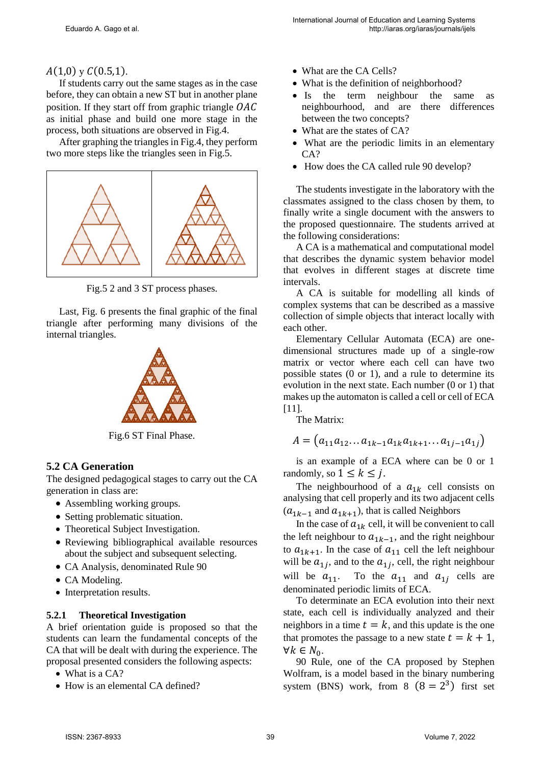$A(1{,}0)$ y $C(0.5{,}1)$.

If students carry out the same stages as in the case before, they can obtain a new ST but in another plane position. If they start off from graphic triangle $OAC$ as initial phase and build one more stage in the process, both situations are observed in Fig.4.

After graphing the triangles in Fig.4, they perform two more steps like the triangles seen in Fig.5.

Fig.5 2 and 3 ST process phases.

Last, Fig. 6 presents the final graphic of the final triangle after performing many divisions of the internal triangles.

Fig.6 ST Final Phase.

## 5.2 CA Generation

The designed pedagogical stages to carry out the CA generation in class are:

- Assembling working groups.
- Setting problematic situation.
- Theoretical Subject Investigation.
- Reviewing bibliographical available resources about the subject and subsequent selecting.
- CA Analysis, denominated Rule 90
- CA Modeling.
- Interpretation results.

### 5.2.1 Theoretical Investigation

A brief orientation guide is proposed so that the students can learn the fundamental concepts of the CA that will be dealt with during the experience. The proposal presented considers the following aspects:

- What is a CA?
- How is an elemental CA defined?
- What are the CA Cells?
- What is the definition of neighborhood?
- Is the term neighbour the same as neighbourhood, and are there differences between the two concepts?
- What are the states of CA?
- What are the periodic limits in an elementary CA?
- How does the CA called rule 90 develop?

The students investigate in the laboratory with the classmates assigned to the class chosen by them, to finally write a single document with the answers to the proposed questionnaire. The students arrived at the following considerations:

A CA is a mathematical and computational model that describes the dynamic system behavior model that evolves in different stages at discrete time intervals.

A CA is suitable for modelling all kinds of complex systems that can be described as a massive collection of simple objects that interact locally with each other.

Elementary Cellular Automata (ECA) are one-dimensional structures made up of a single-row matrix or vector where each cell can have two possible states (0 or 1), and a rule to determine its evolution in the next state. Each number (0 or 1) that makes up the automaton is called a cell or cell of ECA [11].

The Matrix:

$$A = \left(a_{11}a_{12}\dots a_{1k-1}a_{1k}a_{1k+1}\dots a_{1j-1}a_{1j}\right)$$

is an example of a ECA where can be 0 or 1 randomly, so $1 \le k \le j$.

The neighbourhood of a $a_{1k}$ cell consists on analysing that cell properly and its two adjacent cells ($a_{1k-1}$ and $a_{1k+1}$), that is called Neighbors

In the case of $a_{1k}$ cell, it will be convenient to call the left neighbour to $a_{1k-1}$, and the right neighbour to $a_{1k+1}$. In the case of $a_{11}$ cell the left neighbour will be $a_{1j}$, and to the $a_{1j}$, cell, the right neighbour will be $a_{11}$. To the $a_{11}$ and $a_{1j}$ cells are denominated periodic limits of ECA.

To determinate an ECA evolution into their next state, each cell is individually analyzed and their neighbors in a time $t = k$, and this update is the one that promotes the passage to a new state $t = k + 1$, $\forall k \in N_0$.

90 Rule, one of the CA proposed by Stephen Wolfram, is a model based in the binary numbering system (BNS) work, from 8 $(8 = 2^3)$ first set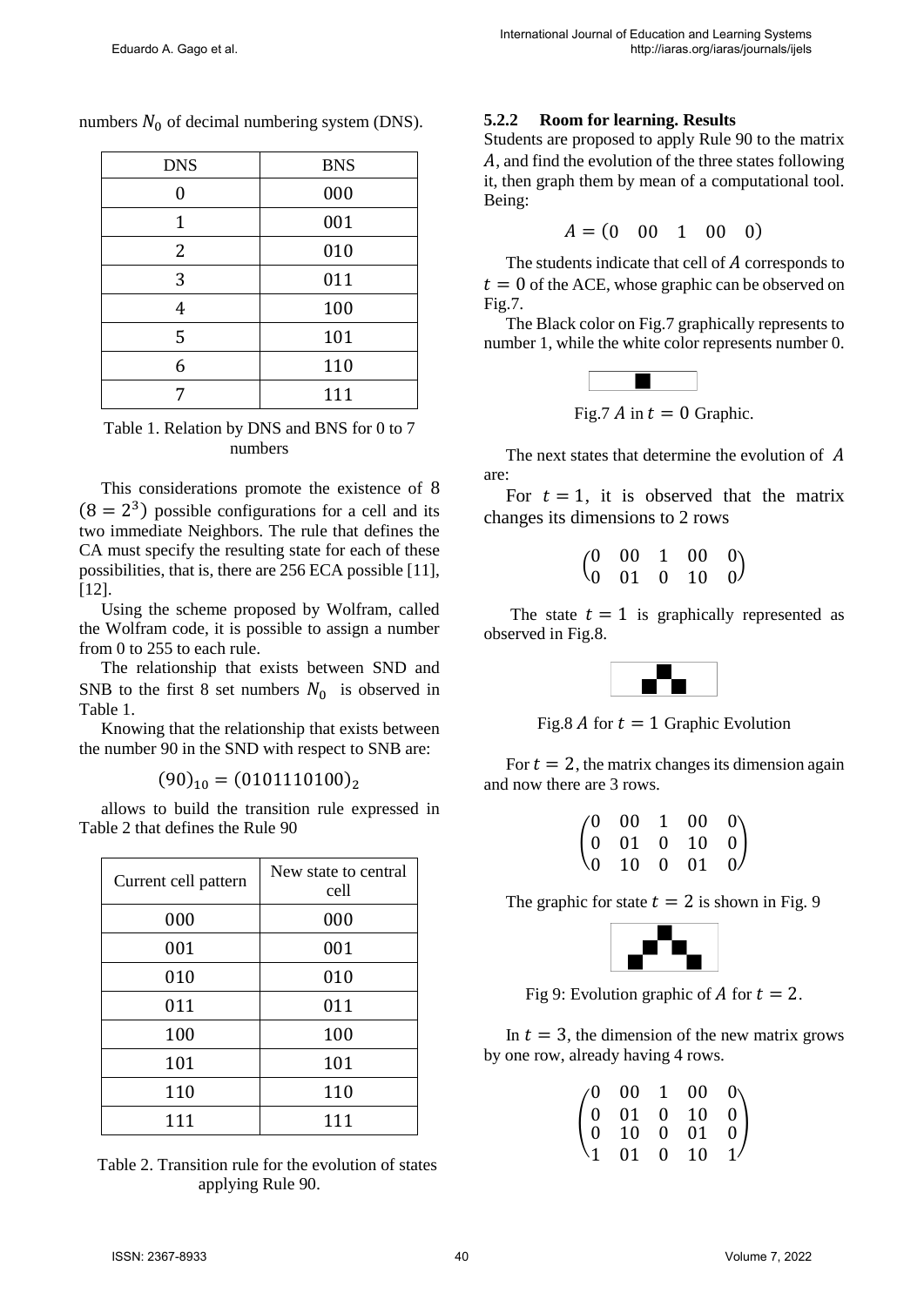numbers $N_0$ of decimal numbering system (DNS).

| DNS | BNS |
|---|---|
| 0 | 000 |
| 1 | 001 |
| 2 | 010 |
| 3 | 011 |
| 4 | 100 |
| 5 | 101 |
| 6 | 110 |
| 7 | 111 |

Table 1. Relation by DNS and BNS for 0 to 7 numbers

This considerations promote the existence of 8 $(8 = 2^3)$ possible configurations for a cell and its two immediate Neighbors. The rule that defines the CA must specify the resulting state for each of these possibilities, that is, there are 256 ECA possible [11], [12].

Using the scheme proposed by Wolfram, called the Wolfram code, it is possible to assign a number from 0 to 255 to each rule.

The relationship that exists between SND and SNB to the first 8 set numbers $N_0$ is observed in Table 1.

Knowing that the relationship that exists between the number 90 in the SND with respect to SNB are:

$$(90)_{10} = (0101110100)_2$$

allows to build the transition rule expressed in Table 2 that defines the Rule 90

| Current cell pattern | New state to central cell |
|---|---|
| 000 | 000 |
| 001 | 001 |
| 010 | 010 |
| 011 | 011 |
| 100 | 100 |
| 101 | 101 |
| 110 | 110 |
| 111 | 111 |

Table 2. Transition rule for the evolution of states applying Rule 90.

### 5.2.2 Room for learning. Results

Students are proposed to apply Rule 90 to the matrix $A$, and find the evolution of the three states following it, then graph them by mean of a computational tool. Being:

$$A = \begin{pmatrix} 0 & 00 & 1 & 00 & 0 \end{pmatrix}$$

The students indicate that cell of $A$ corresponds to $t = 0$ of the ACE, whose graphic can be observed on Fig.7.

The Black color on Fig.7 graphically represents to number 1, while the white color represents number 0.

Fig.7 $A$ in $t = 0$ Graphic.

The next states that determine the evolution of $A$ are:

For $t = 1$, it is observed that the matrix changes its dimensions to 2 rows

$$\begin{pmatrix} 0 & 00 & 1 & 00 & 0 \\ 0 & 01 & 0 & 10 & 0 \end{pmatrix}$$

The state $t = 1$ is graphically represented as observed in Fig.8.

Fig.8 $A$ for $t = 1$ Graphic Evolution

For $t = 2$, the matrix changes its dimension again and now there are 3 rows.

$$\begin{pmatrix} 0 & 00 & 1 & 00 & 0 \\ 0 & 01 & 0 & 10 & 0 \\ 0 & 10 & 0 & 01 & 0 \end{pmatrix}$$

The graphic for state $t = 2$ is shown in Fig. 9

Fig 9: Evolution graphic of $A$ for $t = 2$.

In $t = 3$, the dimension of the new matrix grows by one row, already having 4 rows.

$$\begin{pmatrix} 0 & 00 & 1 & 00 & 0 \\ 0 & 01 & 0 & 10 & 0 \\ 0 & 10 & 0 & 01 & 0 \\ 1 & 01 & 0 & 10 & 1 \end{pmatrix}$$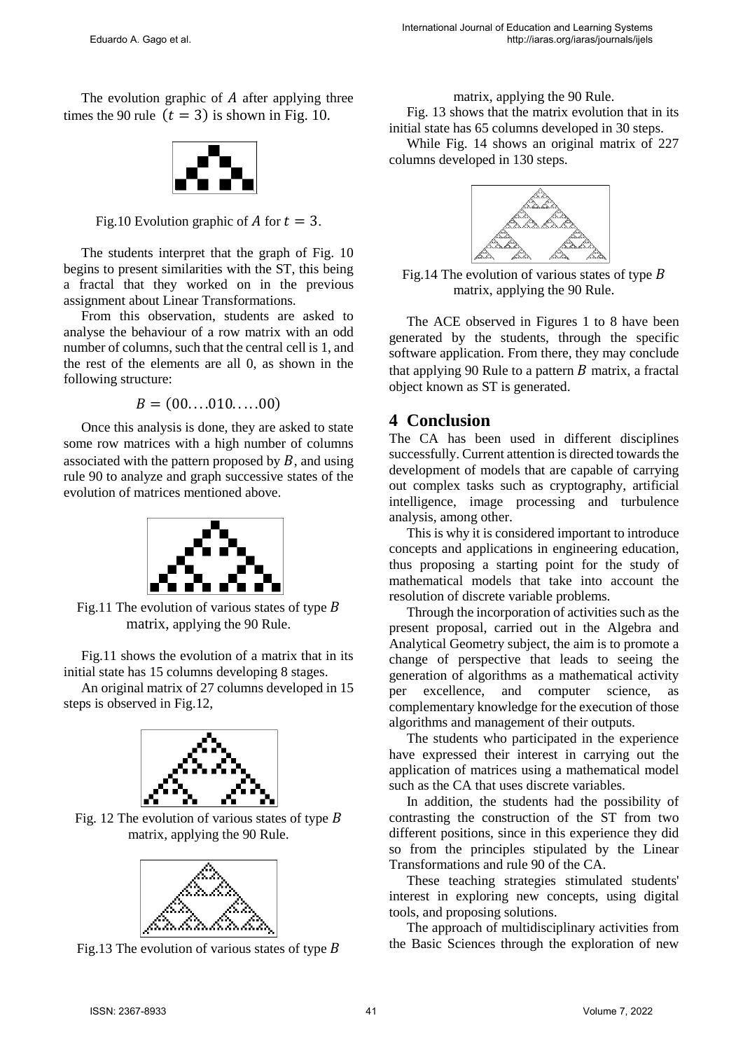The evolution graphic of $A$ after applying three times the 90 rule $(t = 3)$ is shown in Fig. 10.

Fig.10 Evolution graphic of $A$ for $t = 3$.

The students interpret that the graph of Fig. 10 begins to present similarities with the ST, this being a fractal that they worked on in the previous assignment about Linear Transformations.

From this observation, students are asked to analyse the behaviour of a row matrix with an odd number of columns, such that the central cell is 1, and the rest of the elements are all 0, as shown in the following structure:

$$B = (00\ldots.010\ldots..00)$$

Once this analysis is done, they are asked to state some row matrices with a high number of columns associated with the pattern proposed by $B$, and using rule 90 to analyze and graph successive states of the evolution of matrices mentioned above.

Fig.11 The evolution of various states of type $B$ matrix, applying the 90 Rule.

Fig.11 shows the evolution of a matrix that in its initial state has 15 columns developing 8 stages.

An original matrix of 27 columns developed in 15 steps is observed in Fig.12,

Fig. 12 The evolution of various states of type $B$ matrix, applying the 90 Rule.

Fig.13 The evolution of various states of type $B$ matrix, applying the 90 Rule.

Fig. 13 shows that the matrix evolution that in its initial state has 65 columns developed in 30 steps.

While Fig. 14 shows an original matrix of 227 columns developed in 130 steps.

Fig.14 The evolution of various states of type $B$ matrix, applying the 90 Rule.

The ACE observed in Figures 1 to 8 have been generated by the students, through the specific software application. From there, they may conclude that applying 90 Rule to a pattern $B$ matrix, a fractal object known as ST is generated.

# 4 Conclusion

The CA has been used in different disciplines successfully. Current attention is directed towards the development of models that are capable of carrying out complex tasks such as cryptography, artificial intelligence, image processing and turbulence analysis, among other.

This is why it is considered important to introduce concepts and applications in engineering education, thus proposing a starting point for the study of mathematical models that take into account the resolution of discrete variable problems.

Through the incorporation of activities such as the present proposal, carried out in the Algebra and Analytical Geometry subject, the aim is to promote a change of perspective that leads to seeing the generation of algorithms as a mathematical activity per excellence, and computer science, as complementary knowledge for the execution of those algorithms and management of their outputs.

The students who participated in the experience have expressed their interest in carrying out the application of matrices using a mathematical model such as the CA that uses discrete variables.

In addition, the students had the possibility of contrasting the construction of the ST from two different positions, since in this experience they did so from the principles stipulated by the Linear Transformations and rule 90 of the CA.

These teaching strategies stimulated students' interest in exploring new concepts, using digital tools, and proposing solutions.

The approach of multidisciplinary activities from the Basic Sciences through the exploration of new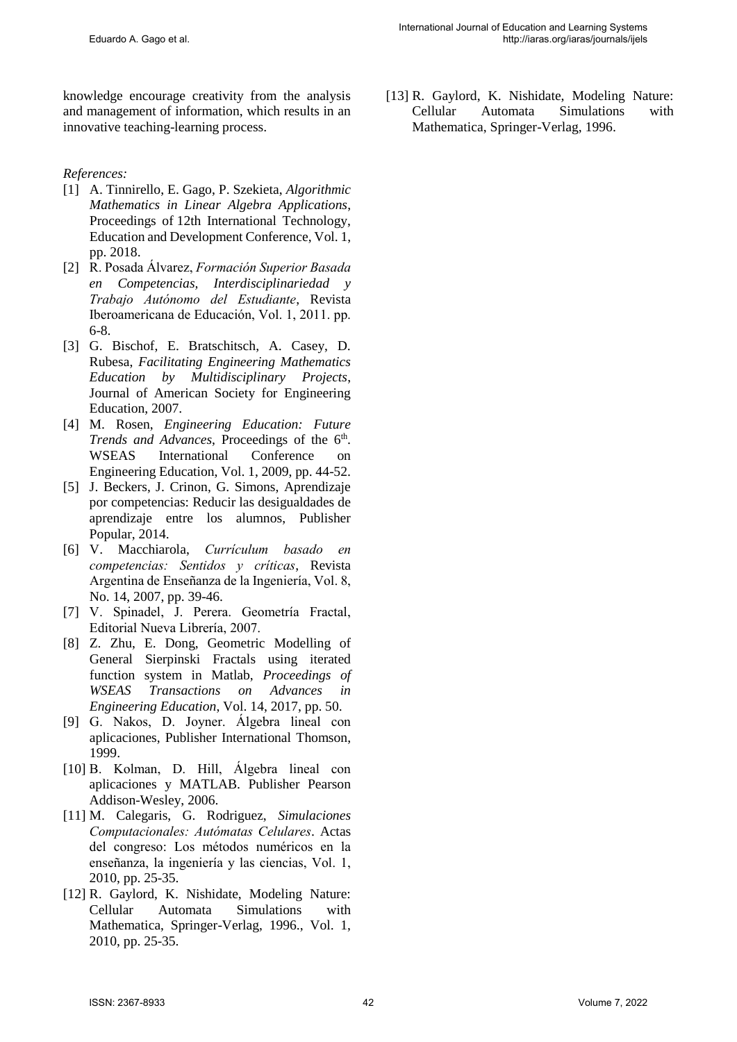knowledge encourage creativity from the analysis and management of information, which results in an innovative teaching-learning process.

*References:*

[1] A. Tinnirello, E. Gago, P. Szekieta, *Algorithmic Mathematics in Linear Algebra Applications*, Proceedings of 12th International Technology, Education and Development Conference, Vol. 1, pp. 2018.

[2] R. Posada Álvarez, *Formación Superior Basada en Competencias, Interdisciplinariedad y Trabajo Autónomo del Estudiante*, Revista Iberoamericana de Educación, Vol. 1, 2011. pp. 6-8.

[3] G. Bischof, E. Bratschitsch, A. Casey, D. Rubesa, *Facilitating Engineering Mathematics Education by Multidisciplinary Projects*, Journal of American Society for Engineering Education, 2007.

[4] M. Rosen, *Engineering Education: Future Trends and Advances*, Proceedings of the 6th. WSEAS International Conference on Engineering Education, Vol. 1, 2009, pp. 44-52.

[5] J. Beckers, J. Crinon, G. Simons, Aprendizaje por competencias: Reducir las desigualdades de aprendizaje entre los alumnos, Publisher Popular, 2014.

[6] V. Macchiarola, *Currículum basado en competencias: Sentidos y críticas*, Revista Argentina de Enseñanza de la Ingeniería, Vol. 8, No. 14, 2007, pp. 39-46.

[7] V. Spinadel, J. Perera. Geometría Fractal, Editorial Nueva Librería, 2007.

[8] Z. Zhu, E. Dong, Geometric Modelling of General Sierpinski Fractals using iterated function system in Matlab, *Proceedings of WSEAS Transactions on Advances in Engineering Education*, Vol. 14, 2017, pp. 50.

[9] G. Nakos, D. Joyner. Álgebra lineal con aplicaciones, Publisher International Thomson, 1999.

[10] B. Kolman, D. Hill, Álgebra lineal con aplicaciones y MATLAB. Publisher Pearson Addison-Wesley, 2006.

[11] M. Calegaris, G. Rodriguez, *Simulaciones Computacionales: Autómatas Celulares*. Actas del congreso: Los métodos numéricos en la enseñanza, la ingeniería y las ciencias, Vol. 1, 2010, pp. 25-35.

[12] R. Gaylord, K. Nishidate, Modeling Nature: Cellular Automata Simulations with Mathematica, Springer-Verlag, 1996., Vol. 1, 2010, pp. 25-35.

[13] R. Gaylord, K. Nishidate, Modeling Nature: Cellular Automata Simulations with Mathematica, Springer-Verlag, 1996.